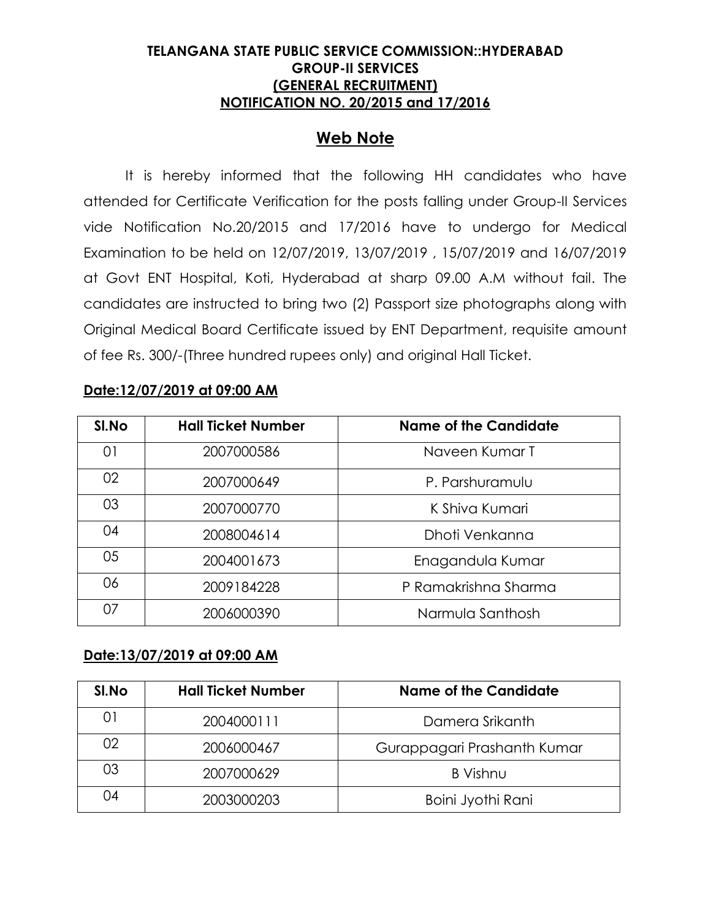**TELANGANA STATE PUBLIC SERVICE COMMISSION::HYDERABAD**
**GROUP-II SERVICES**
**(GENERAL RECRUITMENT)**
**NOTIFICATION NO. 20/2015 and 17/2016**

## Web Note

It is hereby informed that the following HH candidates who have attended for Certificate Verification for the posts falling under Group-II Services vide Notification No.20/2015 and 17/2016 have to undergo for Medical Examination to be held on 12/07/2019, 13/07/2019 , 15/07/2019 and 16/07/2019 at Govt ENT Hospital, Koti, Hyderabad at sharp 09.00 A.M without fail. The candidates are instructed to bring two (2) Passport size photographs along with Original Medical Board Certificate issued by ENT Department, requisite amount of fee Rs. 300/-(Three hundred rupees only) and original Hall Ticket.

**Date:12/07/2019 at 09:00 AM**

| Sl.No | Hall Ticket Number | Name of the Candidate |
|---|---|---|
| 01 | 2007000586 | Naveen Kumar T |
| 02 | 2007000649 | P. Parshuramulu |
| 03 | 2007000770 | K Shiva Kumari |
| 04 | 2008004614 | Dhoti Venkanna |
| 05 | 2004001673 | Enagandula Kumar |
| 06 | 2009184228 | P Ramakrishna Sharma |
| 07 | 2006000390 | Narmula Santhosh |

**Date:13/07/2019 at 09:00 AM**

| Sl.No | Hall Ticket Number | Name of the Candidate |
|---|---|---|
| 01 | 2004000111 | Damera Srikanth |
| 02 | 2006000467 | Gurappagari Prashanth Kumar |
| 03 | 2007000629 | B Vishnu |
| 04 | 2003000203 | Boini Jyothi Rani |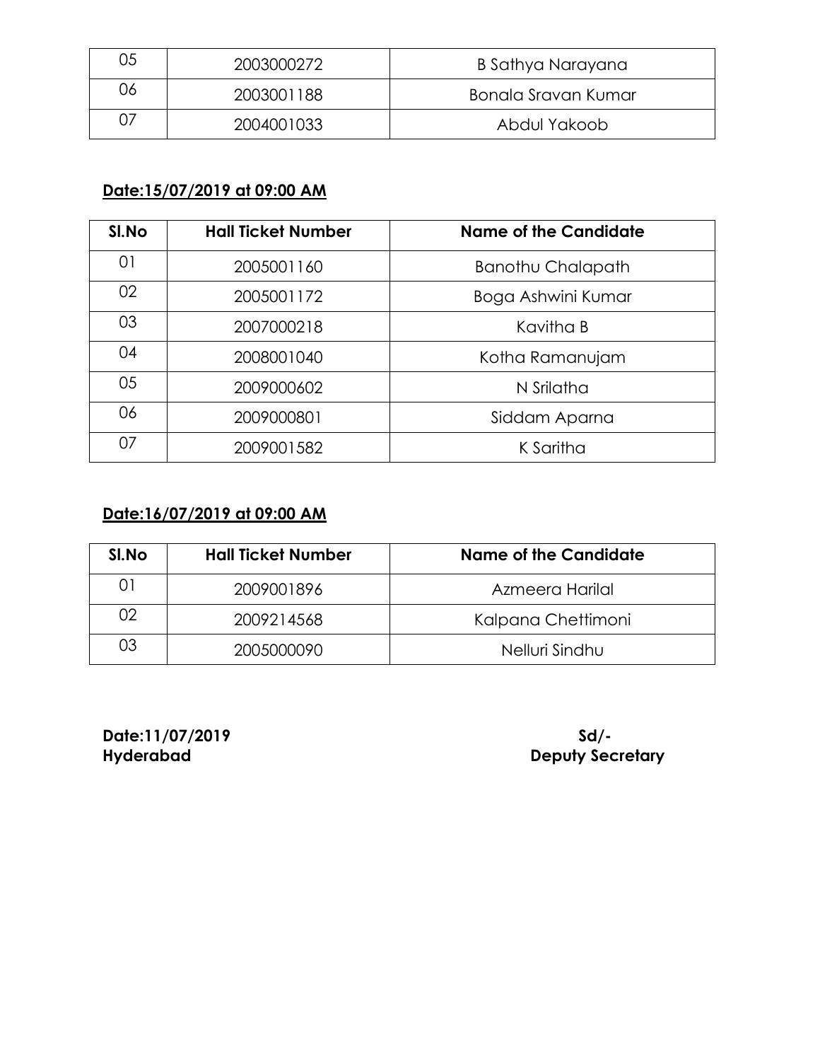| | | |
|---|---|---|
| 05 | 2003000272 | B Sathya Narayana |
| 06 | 2003001188 | Bonala Sravan Kumar |
| 07 | 2004001033 | Abdul Yakoob |

**Date:15/07/2019 at 09:00 AM**

| Sl.No | Hall Ticket Number | Name of the Candidate |
|---|---|---|
| 01 | 2005001160 | Banothu Chalapath |
| 02 | 2005001172 | Boga Ashwini Kumar |
| 03 | 2007000218 | Kavitha B |
| 04 | 2008001040 | Kotha Ramanujam |
| 05 | 2009000602 | N Srilatha |
| 06 | 2009000801 | Siddam Aparna |
| 07 | 2009001582 | K Saritha |

**Date:16/07/2019 at 09:00 AM**

| Sl.No | Hall Ticket Number | Name of the Candidate |
|---|---|---|
| 01 | 2009001896 | Azmeera Harilal |
| 02 | 2009214568 | Kalpana Chettimoni |
| 03 | 2005000090 | Nelluri Sindhu |

**Date:11/07/2019**
**Hyderabad**

**Sd/-**
**Deputy Secretary**